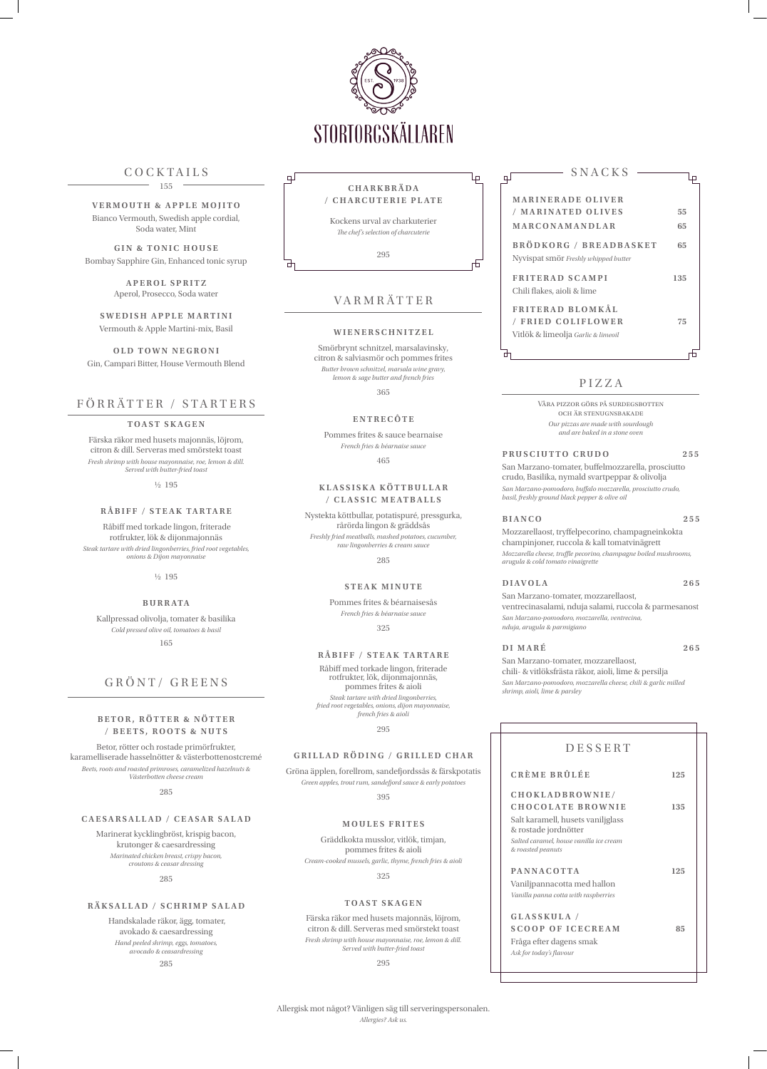# STORTORGSKÄLLAREN

EST. 1938

## COCKTAILS

155

**VERMOUTH & APPLE MOJITO**
Bianco Vermouth, Swedish apple cordial, Soda water, Mint

**GIN & TONIC HOUSE**
Bombay Sapphire Gin, Enhanced tonic syrup

**APEROL SPRITZ**
Aperol, Prosecco, Soda water

**SWEDISH APPLE MARTINI**
Vermouth & Apple Martini-mix, Basil

**OLD TOWN NEGRONI**
Gin, Campari Bitter, House Vermouth Blend

## FÖRRÄTTER / STARTERS

**TOAST SKAGEN**
Färska räkor med husets majonnäs, löjrom, citron & dill. Serveras med smörstekt toast
*Fresh shrimp with house mayonnaise, roe, lemon & dill. Served with butter-fried toast*
½ 195

**RÅBIFF / STEAK TARTARE**
Råbiff med torkade lingon, friterade rotfrukter, lök & dijonmajonnäs
*Steak tartare with dried lingonberries, fried root vegetables, onions & Dijon mayonnaise*
½ 195

**BURRATA**
Kallpressad olivolja, tomater & basilika
*Cold pressed olive oil, tomatoes & basil*
165

## GRÖNT / GREENS

**BETOR, RÖTTER & NÖTTER / BEETS, ROOTS & NUTS**
Betor, rötter och rostade primörfrukter, karamelliserade hasselnötter & västerbottenostcremé
*Beets, roots and roasted primroses, caramelized hazelnuts & Västerbotten cheese cream*
285

**CAESARSALLAD / CEASAR SALAD**
Marinerat kycklingbröst, krispig bacon, krutonger & caesardressing
*Marinated chicken breast, crispy bacon, croutons & ceasar dressing*
285

**RÄKSALLAD / SCHRIMP SALAD**
Handskalade räkor, ägg, tomater, avokado & caesardressing
*Hand peeled shrimp, eggs, tomatoes, avocado & ceasardressing*
285

**CHARKBRÄDA / CHARCUTERIE PLATE**
Kockens urval av charkuterier
*The chef's selection of charcuterie*
295

## VARMRÄTTER

**WIENERSCHNITZEL**
Smörbrynt schnitzel, marsalavinsky, citron & salviasmör och pommes frites
*Butter brown schnitzel, marsala wine gravy, lemon & sage butter and french fries*
365

**ENTRECÔTE**
Pommes frites & sauce bearnaise
*French fries & béarnaise sauce*
465

**KLASSISKA KÖTTBULLAR / CLASSIC MEATBALLS**
Nystekta köttbullar, potatispuré, pressgurka, rårörda lingon & gräddsås
*Freshly fried meatballs, mashed potatoes, cucumber, raw lingonberries & cream sauce*
285

**STEAK MINUTE**
Pommes frites & béarnaisesås
*French fries & béarnaise sauce*
325

**RÅBIFF / STEAK TARTARE**
Råbiff med torkade lingon, friterade rotfrukter, lök, dijonmajonnäs, pommes frites & aioli
*Steak tartare with dried lingonberries, fried root vegetables, onions, dijon mayonnaise, french fries & aioli*
295

**GRILLAD RÖDING / GRILLED CHAR**
Gröna äpplen, forellrom, sandefjordssås & färskpotatis
*Green apples, trout rum, sandefjord sauce & early potatoes*
395

**MOULES FRITES**
Gräddkokta musslor, vitlök, timjan, pommes frites & aioli
*Cream-cooked mussels, garlic, thyme, french fries & aioli*
325

**TOAST SKAGEN**
Färska räkor med husets majonnäs, löjrom, citron & dill. Serveras med smörstekt toast
*Fresh shrimp with house mayonnaise, roe, lemon & dill. Served with butter-fried toast*
295

## SNACKS

| | |
|---|---|
| **MARINERADE OLIVER / MARINATED OLIVES** | 55 |
| **MARCONAMANDLAR** | 65 |
| **BRÖDKORG / BREADBASKET** Nyvispat smör *Freshly whipped butter* | 65 |
| **FRITERAD SCAMPI** Chili flakes, aioli & lime | 135 |
| **FRITERAD BLOMKÅL / FRIED COLIFLOWER** Vitlök & limeolja *Garlic & limeoil* | 75 |

## PIZZA

Våra pizzor görs på surdegsbotten och är stenugnsbakade
*Our pizzas are made with sourdough and are baked in a stone oven*

**PRUSCIUTTO CRUDO** 255
San Marzano-tomater, buffelmozzarella, prosciutto crudo, Basilika, nymald svartpeppar & olivolja
*San Marzano-pomodoro, buffalo mozzarella, prosciutto crudo, basil, freshly ground black pepper & olive oil*

**BIANCO** 255
Mozzarellaost, tryffelpecorino, champagneinkokta champinjoner, ruccola & kall tomatvinägrett
*Mozzarella cheese, truffle pecorino, champagne boiled mushrooms, arugula & cold tomato vinaigrette*

**DIAVOLA** 265
San Marzano-tomater, mozzarellaost, ventrecinasalami, nduja salami, ruccola & parmesanost
*San Marzano-pomodoro, mozzarella, ventrecina, nduja, arugula & parmigiano*

**DI MARÉ** 265
San Marzano-tomater, mozzarellaost, chili- & vitlöksfrästa räkor, aioli, lime & persilja
*San Marzano-pomodoro, mozzarella cheese, chili & garlic milled shrimp, aioli, lime & parsley*

## DESSERT

**CRÈME BRÛLÉE** 125

**CHOKLADBROWNIE / CHOCOLATE BROWNIE** 135
Salt karamell, husets vaniljglass & rostade jordnötter
*Salted caramel, house vanilla ice cream & roasted peanuts*

**PANNACOTTA** 125
Vaniljpannacotta med hallon
*Vanilla panna cotta with raspberries*

**GLASSKULA / SCOOP OF ICECREAM** 85
Fråga efter dagens smak
*Ask for today's flavour*

Allergisk mot något? Vänligen säg till serveringspersonalen.
*Allergies? Ask us.*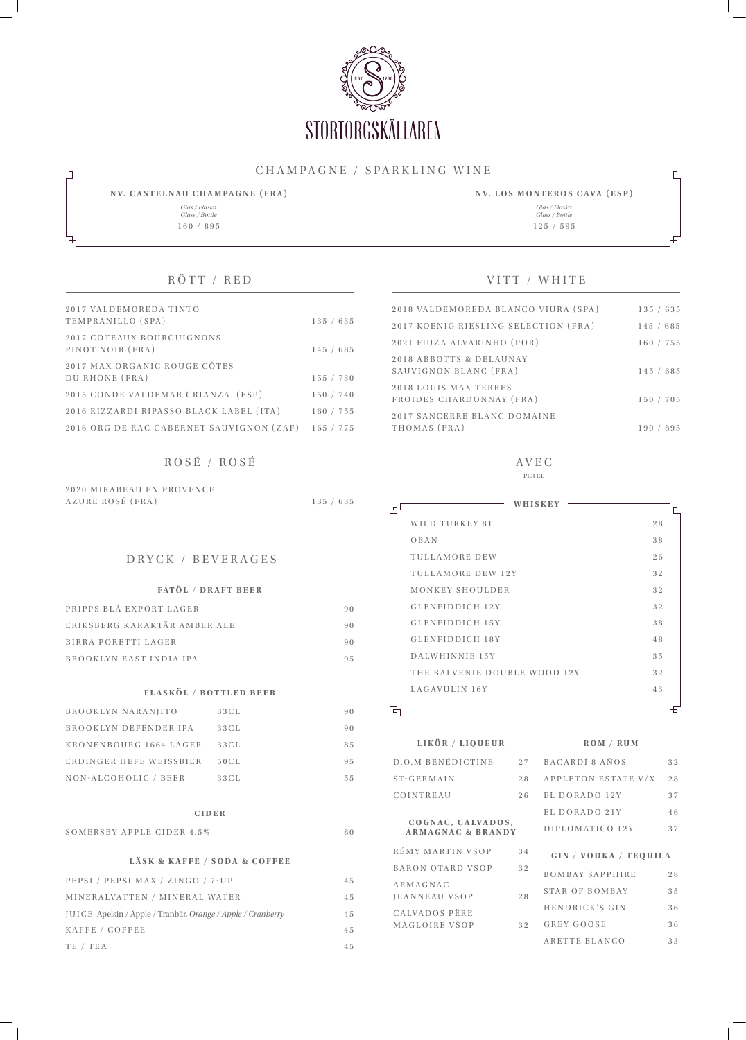# STORTORGSKÄLLAREN

EST. 1938

## CHAMPAGNE / SPARKLING WINE

**NV. CASTELNAU CHAMPAGNE (FRA)**

*Glas / Flaska*
*Glass / Bottle*
160 / 895

**NV. LOS MONTEROS CAVA (ESP)**

*Glas / Flaska*
*Glass / Bottle*
125 / 595

## RÖTT / RED

| | |
|---|---|
| 2017 VALDEMOREDA TINTO TEMPRANILLO (SPA) | 135 / 635 |
| 2017 COTEAUX BOURGUIGNONS PINOT NOIR (FRA) | 145 / 685 |
| 2017 MAX ORGANIC ROUGE CÔTES DU RHÔNE (FRA) | 155 / 730 |
| 2015 CONDE VALDEMAR CRIANZA (ESP) | 150 / 740 |
| 2016 RIZZARDI RIPASSO BLACK LABEL (ITA) | 160 / 755 |
| 2016 ORG DE RAC CABERNET SAUVIGNON (ZAF) | 165 / 775 |

## ROSÉ / ROSÉ

| | |
|---|---|
| 2020 MIRABEAU EN PROVENCE AZURE ROSÉ (FRA) | 135 / 635 |

## VITT / WHITE

| | |
|---|---|
| 2018 VALDEMOREDA BLANCO VIURA (SPA) | 135 / 635 |
| 2017 KOENIG RIESLING SELECTION (FRA) | 145 / 685 |
| 2021 FIUZA ALVARINHO (POR) | 160 / 755 |
| 2018 ABBOTTS & DELAUNAY SAUVIGNON BLANC (FRA) | 145 / 685 |
| 2018 LOUIS MAX TERRES FROIDES CHARDONNAY (FRA) | 150 / 705 |
| 2017 SANCERRE BLANC DOMAINE THOMAS (FRA) | 190 / 895 |

## DRYCK / BEVERAGES

### FATÖL / DRAFT BEER

| | |
|---|---|
| PRIPPS BLÅ EXPORT LAGER | 90 |
| ERIKSBERG KARAKTÄR AMBER ALE | 90 |
| BIRRA PORETTI LAGER | 90 |
| BROOKLYN EAST INDIA IPA | 95 |

### FLASKÖL / BOTTLED BEER

| | | |
|---|---|---|
| BROOKLYN NARANJITO | 33CL | 90 |
| BROOKLYN DEFENDER IPA | 33CL | 90 |
| KRONENBOURG 1664 LAGER | 33CL | 85 |
| ERDINGER HEFE WEISSBIER | 50CL | 95 |
| NON-ALCOHOLIC / BEER | 33CL | 55 |

### CIDER

| | |
|---|---|
| SOMERSBY APPLE CIDER 4.5% | 80 |

### LÄSK & KAFFE / SODA & COFFEE

| | |
|---|---|
| PEPSI / PEPSI MAX / ZINGO / 7-UP | 45 |
| MINERALVATTEN / MINERAL WATER | 45 |
| JUICE Apelsin / Äpple / Tranbär, *Orange / Apple / Cranberry* | 45 |
| KAFFE / COFFEE | 45 |
| TE / TEA | 45 |

## AVEC

PER CL

### WHISKEY

| | |
|---|---|
| WILD TURKEY 81 | 28 |
| OBAN | 38 |
| TULLAMORE DEW | 26 |
| TULLAMORE DEW 12Y | 32 |
| MONKEY SHOULDER | 32 |
| GLENFIDDICH 12Y | 32 |
| GLENFIDDICH 15Y | 38 |
| GLENFIDDICH 18Y | 48 |
| DALWHINNIE 15Y | 35 |
| THE BALVENIE DOUBLE WOOD 12Y | 32 |
| LAGAVULIN 16Y | 43 |

### LIKÖR / LIQUEUR

| | |
|---|---|
| D.O.M BÉNÉDICTINE | 27 |
| ST-GERMAIN | 28 |
| COINTREAU | 26 |

### COGNAC, CALVADOS, ARMAGNAC & BRANDY

| | |
|---|---|
| RÉMY MARTIN VSOP | 34 |
| BARON OTARD VSOP | 32 |
| ARMAGNAC JEANNEAU VSOP | 28 |
| CALVADOS PÈRE MAGLOIRE VSOP | 32 |

### ROM / RUM

| | |
|---|---|
| BACARDÍ 8 AÑOS | 32 |
| APPLETON ESTATE V/X | 28 |
| EL DORADO 12Y | 37 |
| EL DORADO 21Y | 46 |
| DIPLOMATICO 12Y | 37 |

### GIN / VODKA / TEQUILA

| | |
|---|---|
| BOMBAY SAPPHIRE | 28 |
| STAR OF BOMBAY | 35 |
| HENDRICK'S GIN | 36 |
| GREY GOOSE | 36 |
| ARETTE BLANCO | 33 |